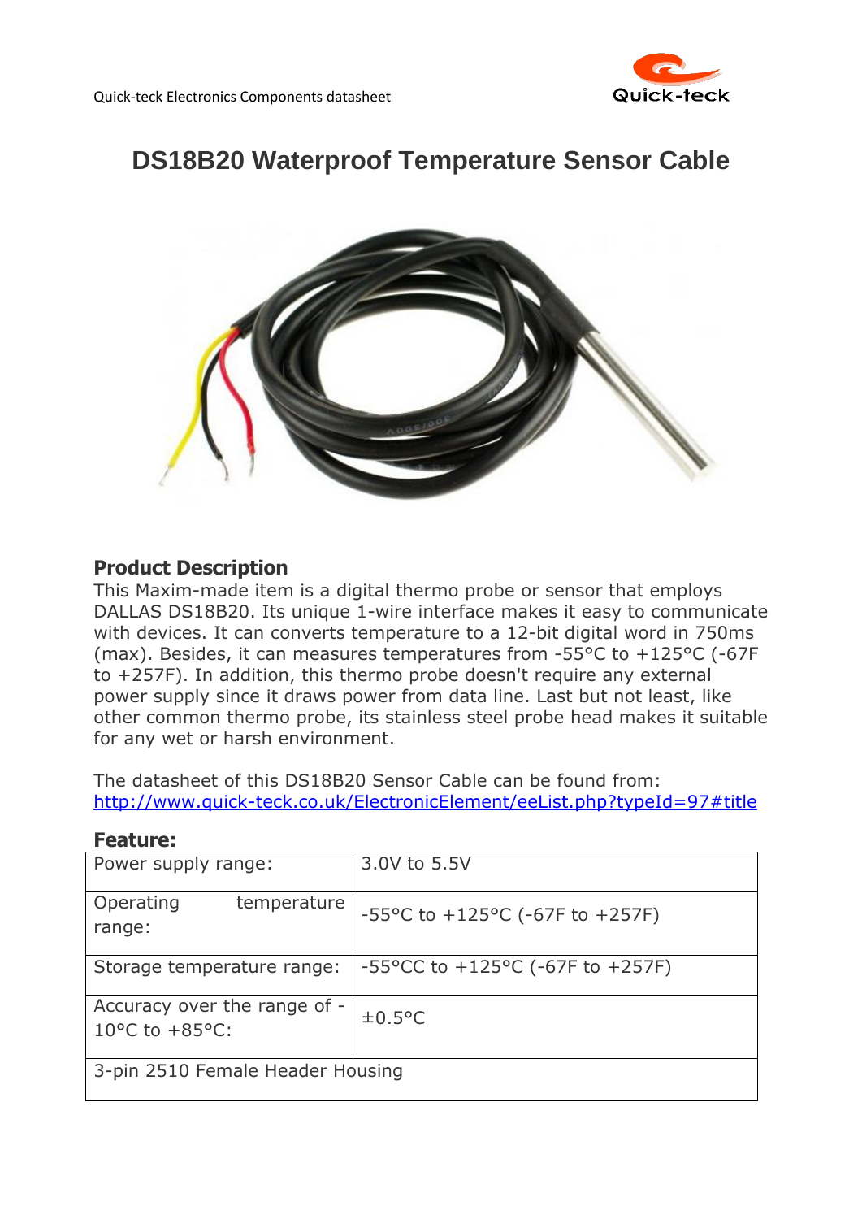# DS18B20 Waterproof Temperature Sensor Cable

## Product Description

This Maxim-made item is a digital thermo probe or sensor that employs DALLAS DS18B20. Its unique 1-wire interface makes it easy to communicate with devices. It can converts temperature to a 12-bit digital word in 750ms (max). Besides, it can measures temperatures from -55°C to +125°C (-67F to +257F). In addition, this thermo probe doesn't require any external power supply since it draws power from data line. Last but not least, like other common thermo probe, its stainless steel probe head makes it suitable for any wet or harsh environment.

The datasheet of this DS18B20 Sensor Cable can be found from: [http://www.quick-teck.co.uk/ElectronicElement/eeList.php?typeId=97#title](http://www.quick-teck.co.uk/ElectronicElement/eeList.php?typeId=97#title)

## Feature:

| Power supply range: | 3.0V to 5.5V |
|---|---|
| Operating temperature range: | -55°C to +125°C (-67F to +257F) |
| Storage temperature range: | -55°CC to +125°C (-67F to +257F) |
| Accuracy over the range of -10°C to +85°C: | ±0.5°C |
| 3-pin 2510 Female Header Housing | |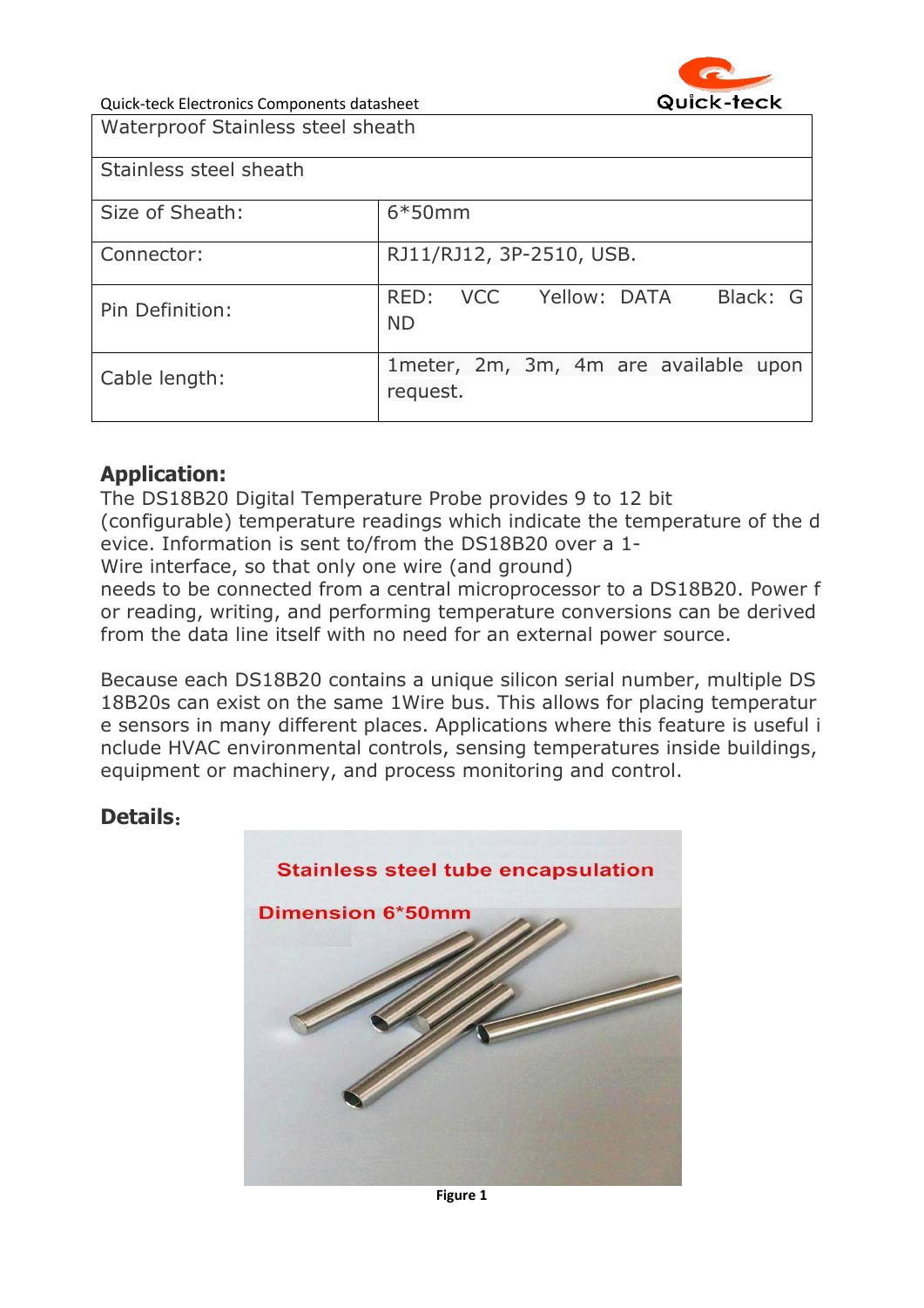| Waterproof Stainless steel sheath | |
|---|---|
| Stainless steel sheath | |
| Size of Sheath: | 6*50mm |
| Connector: | RJ11/RJ12, 3P-2510, USB. |
| Pin Definition: | RED: VCC Yellow: DATA Black: GND |
| Cable length: | 1meter, 2m, 3m, 4m are available upon request. |

## Application:

The DS18B20 Digital Temperature Probe provides 9 to 12 bit (configurable) temperature readings which indicate the temperature of the device. Information is sent to/from the DS18B20 over a 1-Wire interface, so that only one wire (and ground) needs to be connected from a central microprocessor to a DS18B20. Power for reading, writing, and performing temperature conversions can be derived from the data line itself with no need for an external power source.

Because each DS18B20 contains a unique silicon serial number, multiple DS18B20s can exist on the same 1Wire bus. This allows for placing temperature sensors in many different places. Applications where this feature is useful include HVAC environmental controls, sensing temperatures inside buildings, equipment or machinery, and process monitoring and control.

## Details:

Figure 1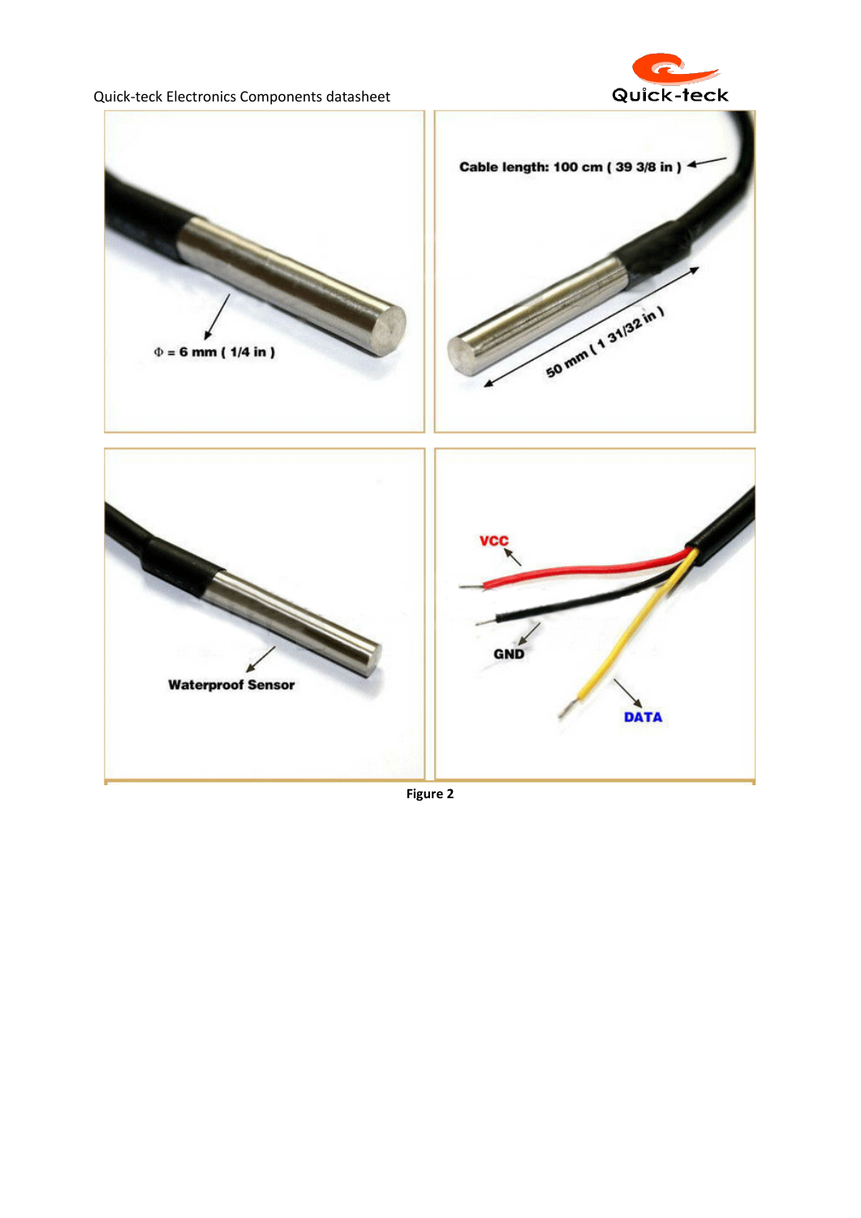Φ = 6 mm ( 1/4 in )

Cable length: 100 cm ( 39 3/8 in )

50 mm ( 1 31/32 in )

Waterproof Sensor

VCC

GND

DATA

Figure 2